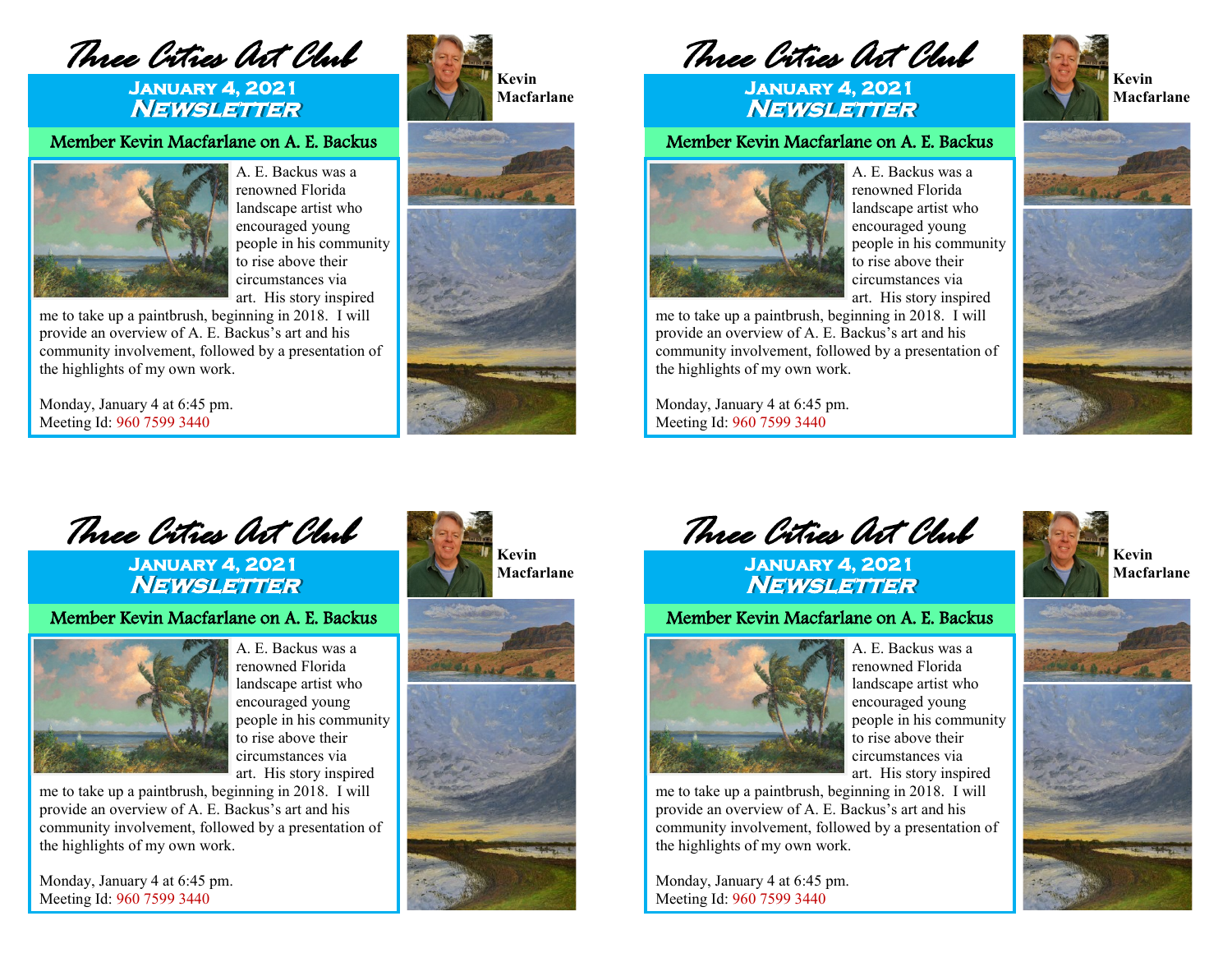# Three Cities Art Club

## January 4, 2021
## *Newsletter*

### Member Kevin Macfarlane on A. E. Backus

A. E. Backus was a renowned Florida landscape artist who encouraged young people in his community to rise above their circumstances via art. His story inspired me to take up a paintbrush, beginning in 2018. I will provide an overview of A. E. Backus's art and his community involvement, followed by a presentation of the highlights of my own work.

Monday, January 4 at 6:45 pm.
Meeting Id: 960 7599 3440

**Kevin Macfarlane**

---

# Three Cities Art Club

## January 4, 2021
## *Newsletter*

### Member Kevin Macfarlane on A. E. Backus

A. E. Backus was a renowned Florida landscape artist who encouraged young people in his community to rise above their circumstances via art. His story inspired me to take up a paintbrush, beginning in 2018. I will provide an overview of A. E. Backus's art and his community involvement, followed by a presentation of the highlights of my own work.

Monday, January 4 at 6:45 pm.
Meeting Id: 960 7599 3440

**Kevin Macfarlane**

---

# Three Cities Art Club

## January 4, 2021
## *Newsletter*

### Member Kevin Macfarlane on A. E. Backus

A. E. Backus was a renowned Florida landscape artist who encouraged young people in his community to rise above their circumstances via art. His story inspired me to take up a paintbrush, beginning in 2018. I will provide an overview of A. E. Backus's art and his community involvement, followed by a presentation of the highlights of my own work.

Monday, January 4 at 6:45 pm.
Meeting Id: 960 7599 3440

**Kevin Macfarlane**

---

# Three Cities Art Club

## January 4, 2021
## *Newsletter*

### Member Kevin Macfarlane on A. E. Backus

A. E. Backus was a renowned Florida landscape artist who encouraged young people in his community to rise above their circumstances via art. His story inspired me to take up a paintbrush, beginning in 2018. I will provide an overview of A. E. Backus's art and his community involvement, followed by a presentation of the highlights of my own work.

Monday, January 4 at 6:45 pm.
Meeting Id: 960 7599 3440

**Kevin Macfarlane**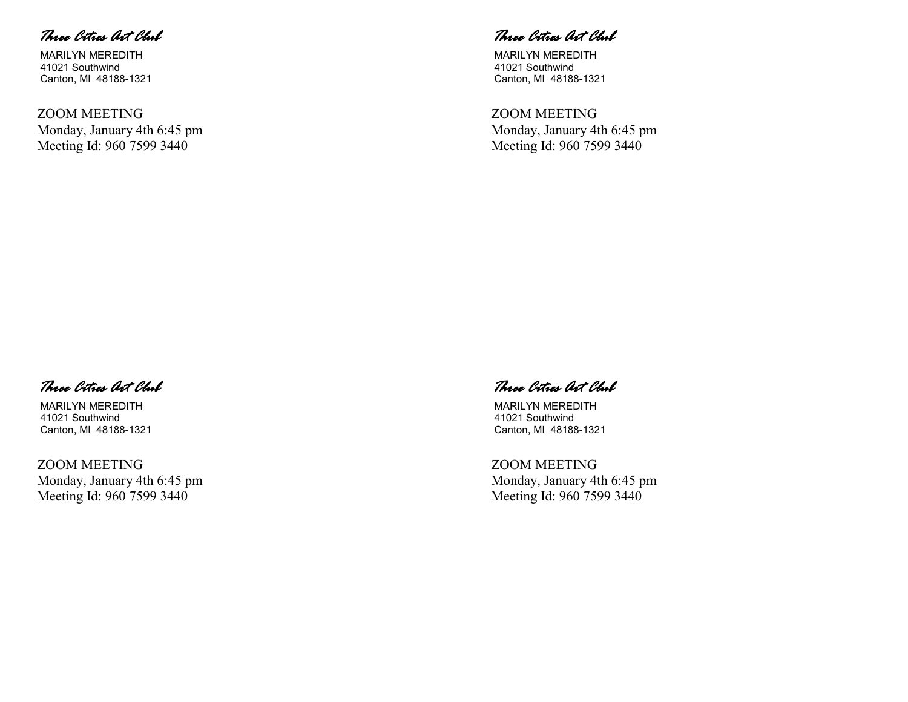*Three Cities Art Club*

MARILYN MEREDITH
41021 Southwind
Canton, MI 48188-1321

ZOOM MEETING
Monday, January 4th 6:45 pm
Meeting Id: 960 7599 3440

*Three Cities Art Club*

MARILYN MEREDITH
41021 Southwind
Canton, MI 48188-1321

ZOOM MEETING
Monday, January 4th 6:45 pm
Meeting Id: 960 7599 3440

*Three Cities Art Club*

MARILYN MEREDITH
41021 Southwind
Canton, MI 48188-1321

ZOOM MEETING
Monday, January 4th 6:45 pm
Meeting Id: 960 7599 3440

*Three Cities Art Club*

MARILYN MEREDITH
41021 Southwind
Canton, MI 48188-1321

ZOOM MEETING
Monday, January 4th 6:45 pm
Meeting Id: 960 7599 3440